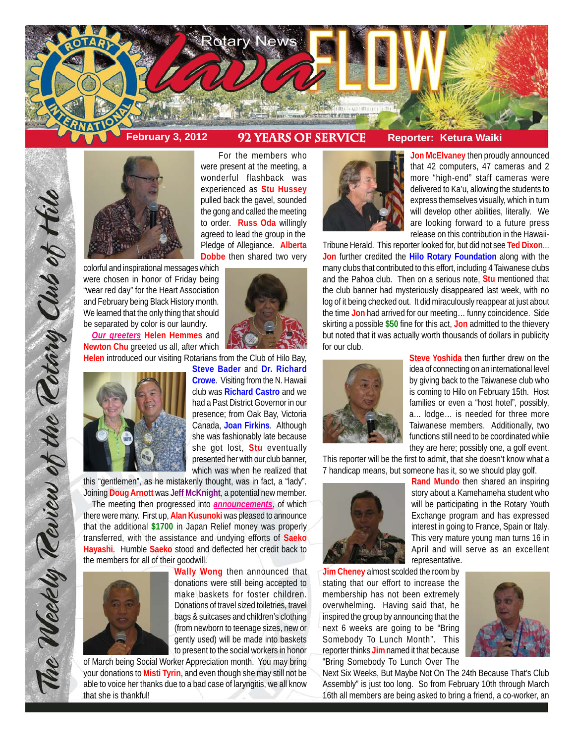# Rotary News Lava FLOW

**February 3, 2012** | **92 YEARS OF SERVICE** | **Reporter: Ketura Waiki**

*The Weekly Review of the Rotary Club of Hilo*

For the members who were present at the meeting, a wonderful flashback was experienced as **Stu Hussey** pulled back the gavel, sounded the gong and called the meeting to order. **Russ Oda** willingly agreed to lead the group in the Pledge of Allegiance. **Alberta Dobbe** then shared two very colorful and inspirational messages which were chosen in honor of Friday being "wear red day" for the Heart Association and February being Black History month. We learned that the only thing that should be separated by color is our laundry.

***Our greeters*** **Helen Hemmes** and **Newton Chu** greeted us all, after which **Helen** introduced our visiting Rotarians from the Club of Hilo Bay, **Steve Bader** and **Dr. Richard Crowe**. Visiting from the N. Hawaii club was **Richard Castro** and we had a Past District Governor in our presence; from Oak Bay, Victoria Canada, **Joan Firkins**. Although she was fashionably late because she got lost, **Stu** eventually presented her with our club banner, which was when he realized that this "gentlemen", as he mistakenly thought, was in fact, a "lady". Joining **Doug Arnott** was **Jeff McKnight**, a potential new member.

The meeting then progressed into ***announcements***, of which there were many. First up, **Alan Kusunoki** was pleased to announce that the additional **$1700** in Japan Relief money was properly transferred, with the assistance and undying efforts of **Saeko Hayashi**. Humble **Saeko** stood and deflected her credit back to the members for all of their goodwill.

**Wally Wong** then announced that donations were still being accepted to make baskets for foster children. Donations of travel sized toiletries, travel bags & suitcases and children's clothing (from newborn to teenage sizes, new or gently used) will be made into baskets to present to the social workers in honor of March being Social Worker Appreciation month. You may bring your donations to **Misti Tyrin**, and even though she may still not be able to voice her thanks due to a bad case of laryngitis, we all know that she is thankful!

**Jon McElvaney** then proudly announced that 42 computers, 47 cameras and 2 more "high-end" staff cameras were delivered to Ka'u, allowing the students to express themselves visually, which in turn will develop other abilities, literally. We are looking forward to a future press release on this contribution in the Hawaii-Tribune Herald. This reporter looked for, but did not see **Ted Dixon**... **Jon** further credited the **Hilo Rotary Foundation** along with the many clubs that contributed to this effort, including 4 Taiwanese clubs and the Pahoa club. Then on a serious note, **Stu** mentioned that the club banner had mysteriously disappeared last week, with no log of it being checked out. It did miraculously reappear at just about the time **Jon** had arrived for our meeting… funny coincidence. Side skirting a possible **$50** fine for this act, **Jon** admitted to the thievery but noted that it was actually worth thousands of dollars in publicity for our club.

**Steve Yoshida** then further drew on the idea of connecting on an international level by giving back to the Taiwanese club who is coming to Hilo on February 15th. Host families or even a "host hotel", possibly, a... lodge... is needed for three more Taiwanese members. Additionally, two functions still need to be coordinated while they are here; possibly one, a golf event. This reporter will be the first to admit, that she doesn't know what a 7 handicap means, but someone has it, so we should play golf.

**Rand Mundo** then shared an inspiring story about a Kamehameha student who will be participating in the Rotary Youth Exchange program and has expressed interest in going to France, Spain or Italy. This very mature young man turns 16 in April and will serve as an excellent representative.

**Jim Cheney** almost scolded the room by stating that our effort to increase the membership has not been extremely overwhelming. Having said that, he inspired the group by announcing that the next 6 weeks are going to be "Bring Somebody To Lunch Month". This reporter thinks **Jim** named it that because "Bring Somebody To Lunch Over The Next Six Weeks, But Maybe Not On The 24th Because That's Club Assembly" is just too long. So from February 10th through March 16th all members are being asked to bring a friend, a co-worker, an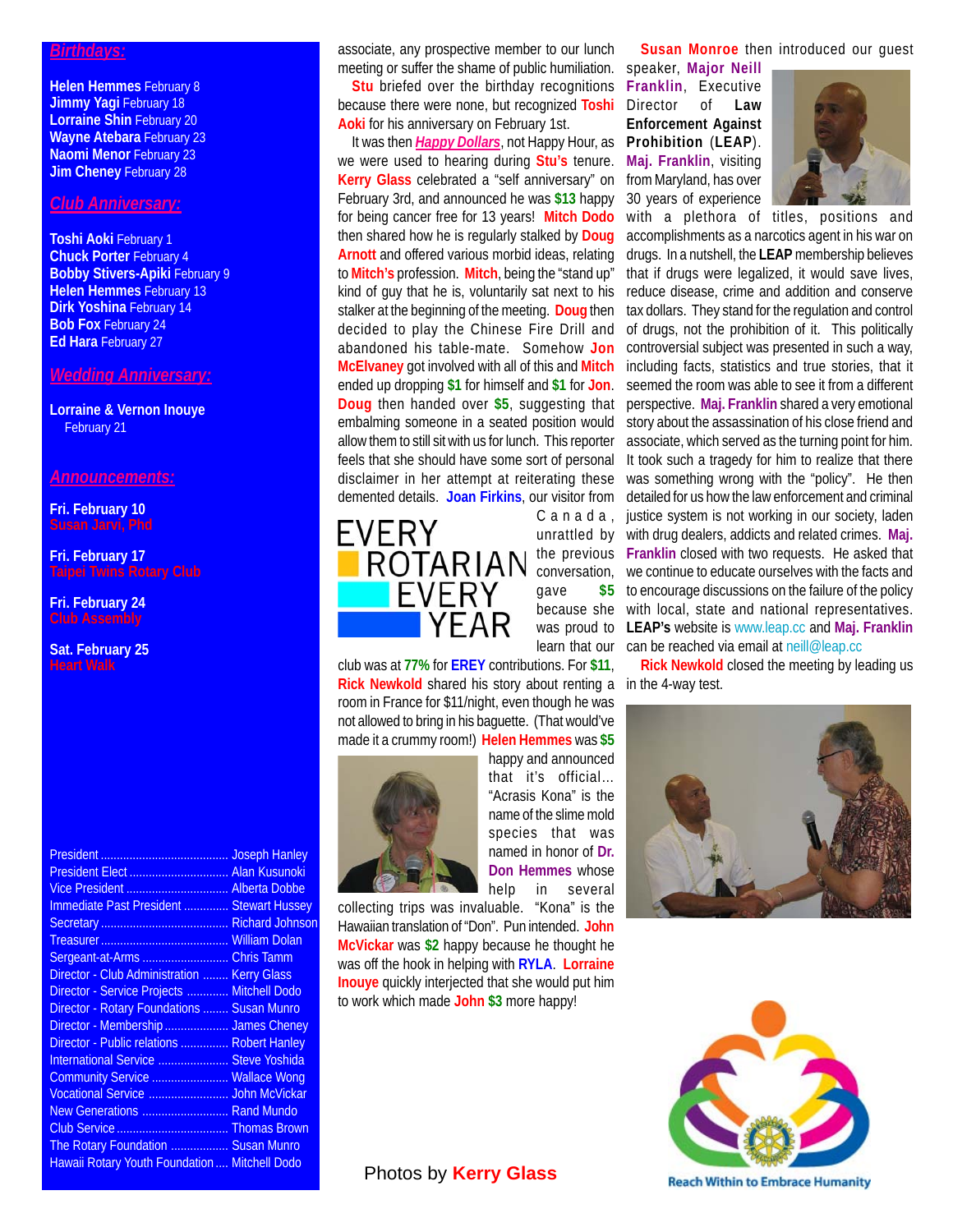## Birthdays:

**Helen Hemmes** February 8
**Jimmy Yagi** February 18
**Lorraine Shin** February 20
**Wayne Atebara** February 23
**Naomi Menor** February 23
**Jim Cheney** February 28

## Club Anniversary:

**Toshi Aoki** February 1
**Chuck Porter** February 4
**Bobby Stivers-Apiki** February 9
**Helen Hemmes** February 13
**Dirk Yoshina** February 14
**Bob Fox** February 24
**Ed Hara** February 27

## Wedding Anniversary:

**Lorraine & Vernon Inouye**
February 21

## Announcements:

**Fri. February 10**
Susan Jarvi, Phd

**Fri. February 17**
Taipei Twins Rotary Club

**Fri. February 24**
Club Assembly

**Sat. February 25**
Heart Walk

| | |
|---|---|
| President | Joseph Hanley |
| President Elect | Alan Kusunoki |
| Vice President | Alberta Dobbe |
| Immediate Past President | Stewart Hussey |
| Secretary | Richard Johnson |
| Treasurer | William Dolan |
| Sergeant-at-Arms | Chris Tamm |
| Director - Club Administration | Kerry Glass |
| Director - Service Projects | Mitchell Dodo |
| Director - Rotary Foundations | Susan Munro |
| Director - Membership | James Cheney |
| Director - Public relations | Robert Hanley |
| International Service | Steve Yoshida |
| Community Service | Wallace Wong |
| Vocational Service | John McVickar |
| New Generations | Rand Mundo |
| Club Service | Thomas Brown |
| The Rotary Foundation | Susan Munro |
| Hawaii Rotary Youth Foundation | Mitchell Dodo |

associate, any prospective member to our lunch meeting or suffer the shame of public humiliation.

**Stu** briefed over the birthday recognitions because there were none, but recognized **Toshi Aoki** for his anniversary on February 1st.

It was then ***Happy Dollars***, not Happy Hour, as we were used to hearing during **Stu's** tenure. **Kerry Glass** celebrated a "self anniversary" on February 3rd, and announced he was **$13** happy for being cancer free for 13 years! **Mitch Dodo** then shared how he is regularly stalked by **Doug Arnott** and offered various morbid ideas, relating to **Mitch's** profession. **Mitch**, being the "stand up" kind of guy that he is, voluntarily sat next to his stalker at the beginning of the meeting. **Doug** then decided to play the Chinese Fire Drill and abandoned his table-mate. Somehow **Jon McElvaney** got involved with all of this and **Mitch** ended up dropping **$1** for himself and **$1** for **Jon**. **Doug** then handed over **$5**, suggesting that embalming someone in a seated position would allow them to still sit with us for lunch. This reporter feels that she should have some sort of personal disclaimer in her attempt at reiterating these demented details. **Joan Firkins**, our visitor from Canada, unrattled by the previous conversation, gave **$5** because she was proud to learn that our club was at **77%** for **EREY** contributions. For **$11**, **Rick Newkold** shared his story about renting a room in France for $11/night, even though he was not allowed to bring in his baguette. (That would've made it a crummy room!) **Helen Hemmes** was **$5** happy and announced that it's official… "Acrasis Kona" is the name of the slime mold species that was named in honor of **Dr. Don Hemmes** whose help in several collecting trips was invaluable. "Kona" is the Hawaiian translation of "Don". Pun intended. **John McVickar** was **$2** happy because he thought he was off the hook in helping with **RYLA**. **Lorraine Inouye** quickly interjected that she would put him to work which made **John $3** more happy!

EVERY ROTARIAN EVERY YEAR

**Susan Monroe** then introduced our guest speaker, **Major Neill Franklin**, Executive Director of **Law Enforcement Against Prohibition** (**LEAP**). **Maj. Franklin**, visiting from Maryland, has over 30 years of experience with a plethora of titles, positions and accomplishments as a narcotics agent in his war on drugs. In a nutshell, the **LEAP** membership believes that if drugs were legalized, it would save lives, reduce disease, crime and addition and conserve tax dollars. They stand for the regulation and control of drugs, not the prohibition of it. This politically controversial subject was presented in such a way, including facts, statistics and true stories, that it seemed the room was able to see it from a different perspective. **Maj. Franklin** shared a very emotional story about the assassination of his close friend and associate, which served as the turning point for him. It took such a tragedy for him to realize that there was something wrong with the "policy". He then detailed for us how the law enforcement and criminal justice system is not working in our society, laden with drug dealers, addicts and related crimes. **Maj. Franklin** closed with two requests. He asked that we continue to educate ourselves with the facts and to encourage discussions on the failure of the policy with local, state and national representatives. **LEAP's** website is www.leap.cc and **Maj. Franklin** can be reached via email at neill@leap.cc

**Rick Newkold** closed the meeting by leading us in the 4-way test.

Photos by **Kerry Glass**

Reach Within to Embrace Humanity